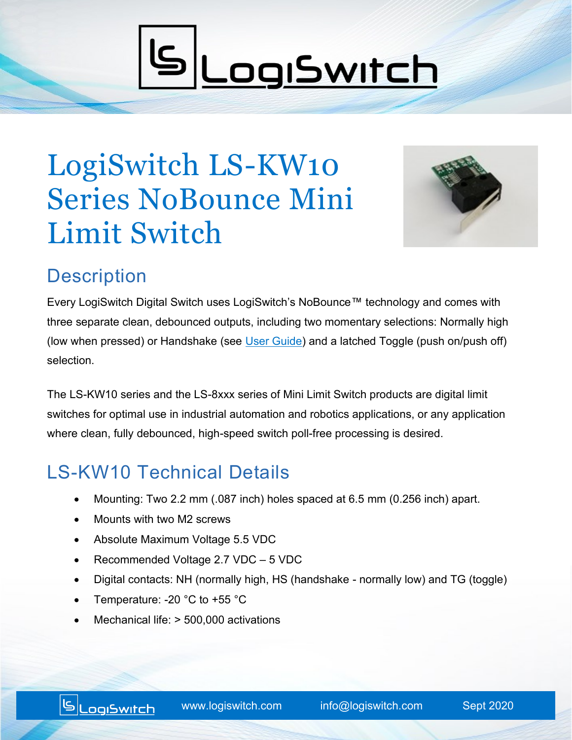# LogiSwitch LS-KW10 Series NoBounce Mini Limit Switch

## Description

Every LogiSwitch Digital Switch uses LogiSwitch's NoBounce™ technology and comes with three separate clean, debounced outputs, including two momentary selections: Normally high (low when pressed) or Handshake (see [User Guide]) and a latched Toggle (push on/push off) selection.

The LS-KW10 series and the LS-8xxx series of Mini Limit Switch products are digital limit switches for optimal use in industrial automation and robotics applications, or any application where clean, fully debounced, high-speed switch poll-free processing is desired.

## LS-KW10 Technical Details

- Mounting: Two 2.2 mm (.087 inch) holes spaced at 6.5 mm (0.256 inch) apart.
- Mounts with two M2 screws
- Absolute Maximum Voltage 5.5 VDC
- Recommended Voltage 2.7 VDC – 5 VDC
- Digital contacts: NH (normally high, HS (handshake - normally low) and TG (toggle)
- Temperature: -20 °C to +55 °C
- Mechanical life: > 500,000 activations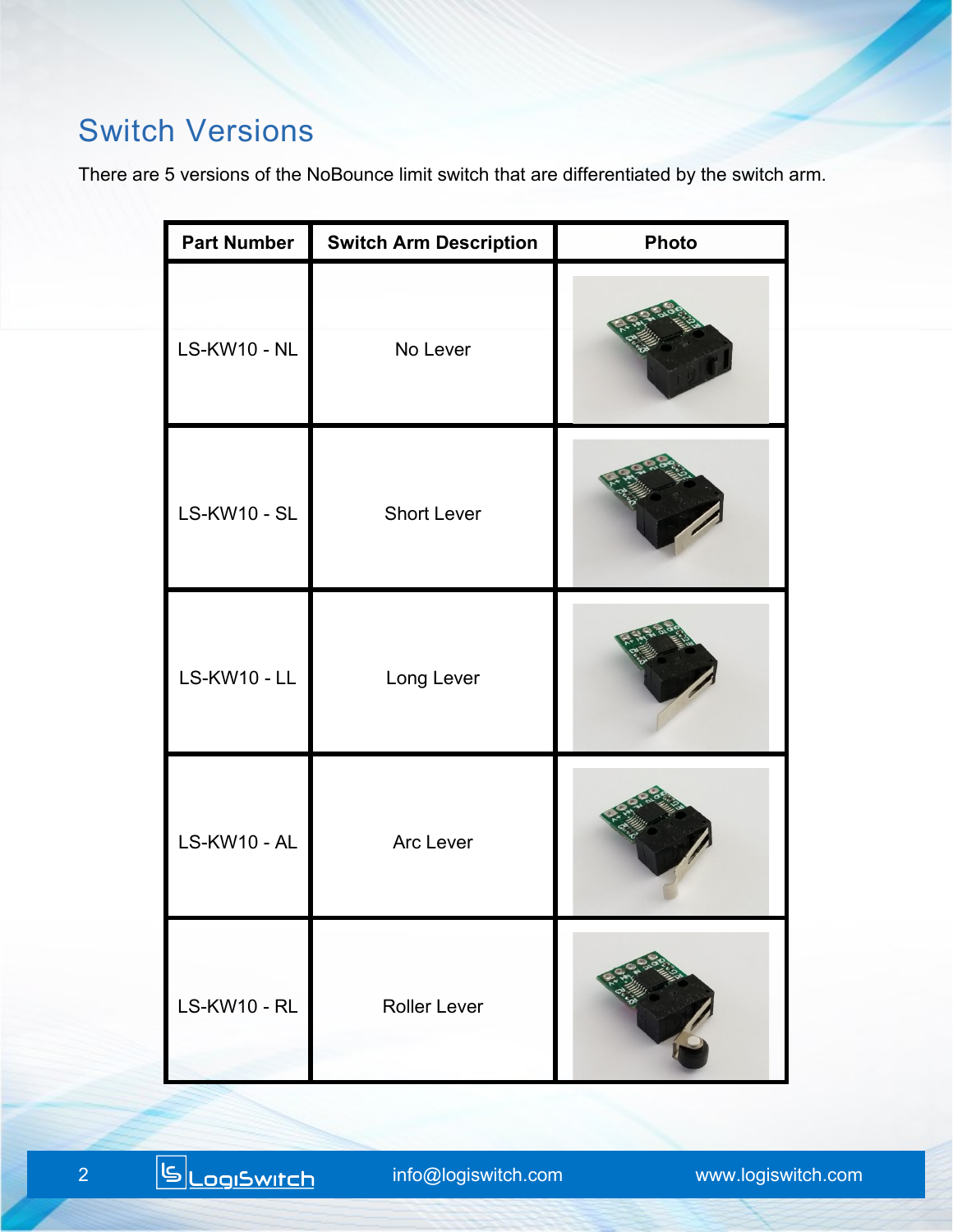## Switch Versions

There are 5 versions of the NoBounce limit switch that are differentiated by the switch arm.

| Part Number | Switch Arm Description | Photo |
| --- | --- | --- |
| LS-KW10 - NL | No Lever | |
| LS-KW10 - SL | Short Lever | |
| LS-KW10 - LL | Long Lever | |
| LS-KW10 - AL | Arc Lever | |
| LS-KW10 - RL | Roller Lever | |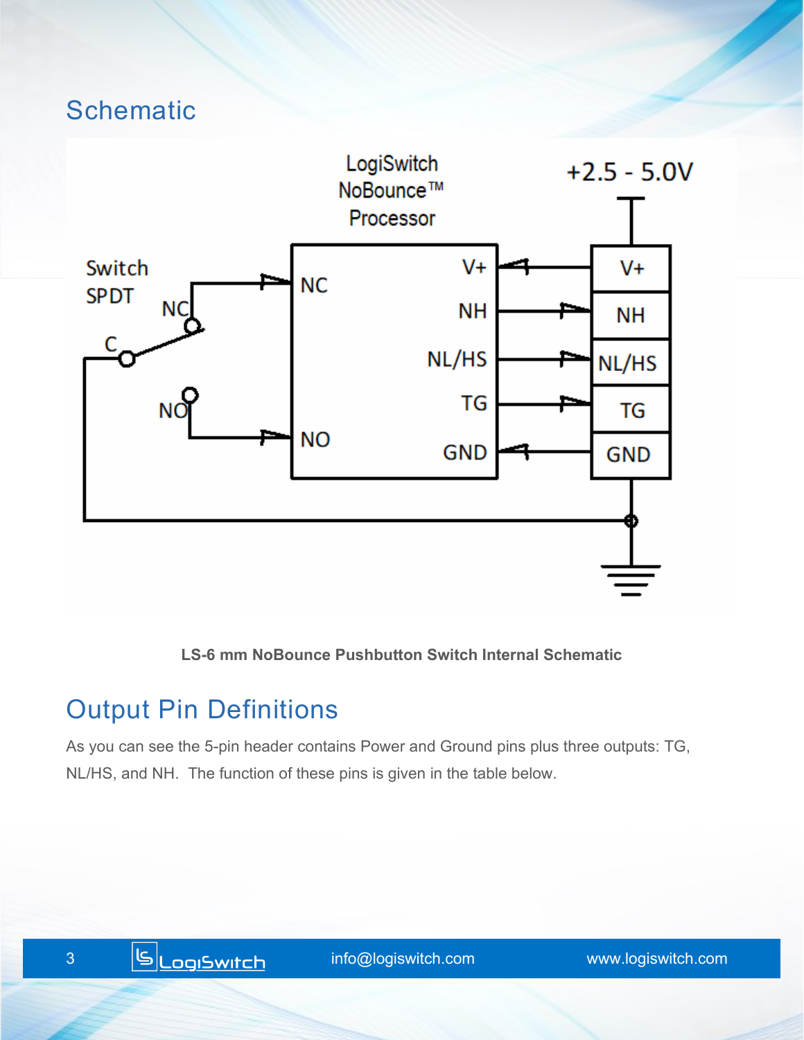## Schematic

**LS-6 mm NoBounce Pushbutton Switch Internal Schematic**

## Output Pin Definitions

As you can see the 5-pin header contains Power and Ground pins plus three outputs: TG, NL/HS, and NH. The function of these pins is given in the table below.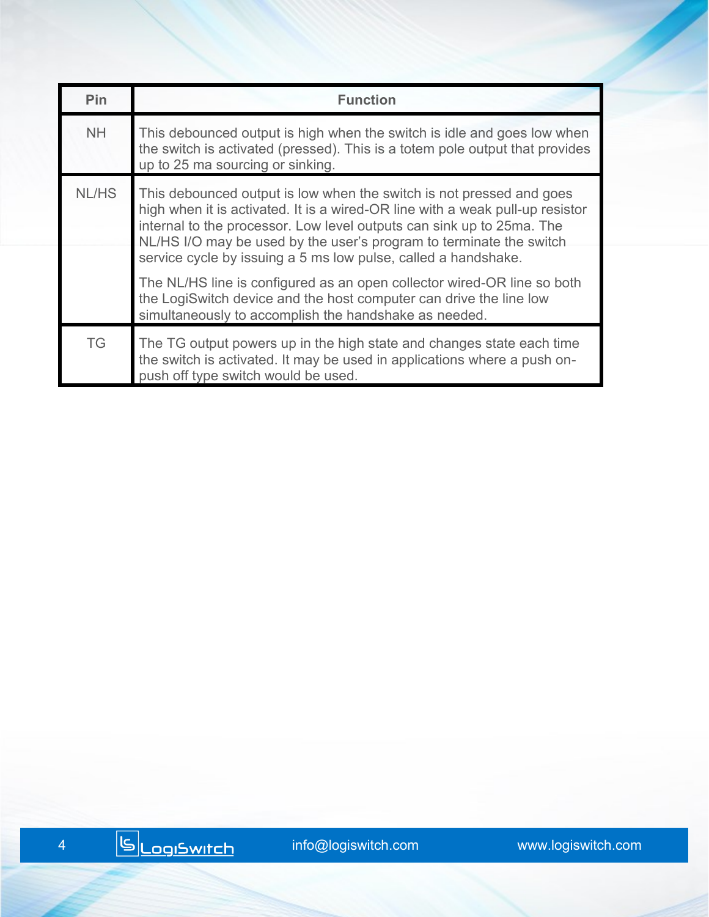| Pin | Function |
|---|---|
| NH | This debounced output is high when the switch is idle and goes low when the switch is activated (pressed). This is a totem pole output that provides up to 25 ma sourcing or sinking. |
| NL/HS | This debounced output is low when the switch is not pressed and goes high when it is activated. It is a wired-OR line with a weak pull-up resistor internal to the processor. Low level outputs can sink up to 25ma. The NL/HS I/O may be used by the user's program to terminate the switch service cycle by issuing a 5 ms low pulse, called a handshake.<br><br>The NL/HS line is configured as an open collector wired-OR line so both the LogiSwitch device and the host computer can drive the line low simultaneously to accomplish the handshake as needed. |
| TG | The TG output powers up in the high state and changes state each time the switch is activated. It may be used in applications where a push on-push off type switch would be used. |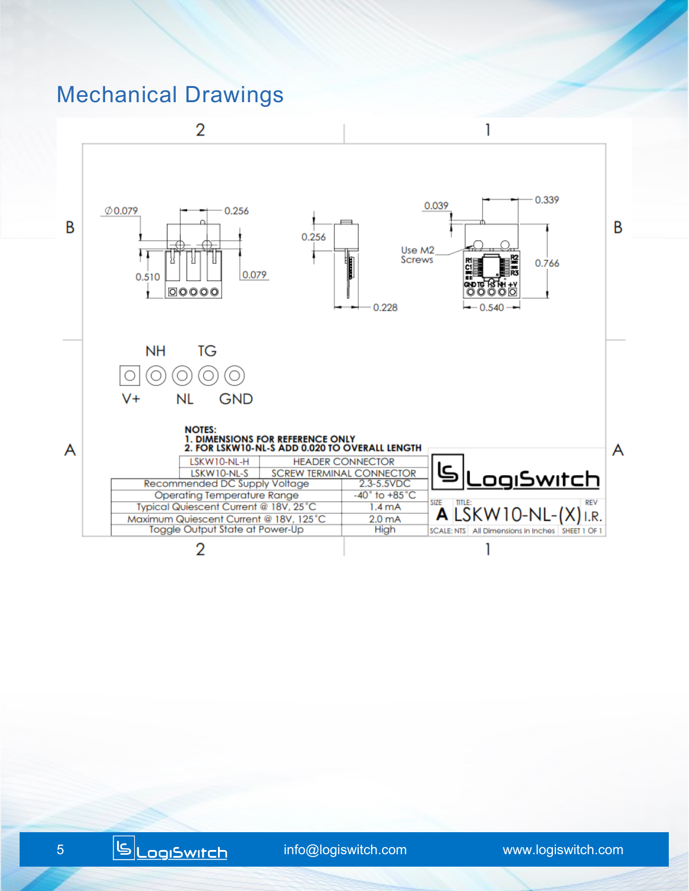## Mechanical Drawings

NOTES:
1. DIMENSIONS FOR REFERENCE ONLY
2. FOR LSKW10-NL-S ADD 0.020 TO OVERALL LENGTH

| LSKW10-NL-H | HEADER CONNECTOR |
|---|---|
| LSKW10-NL-S | SCREW TERMINAL CONNECTOR |

| Parameter | Value |
|---|---|
| Recommended DC Supply Voltage | 2.3-5.5VDC |
| Operating Temperature Range | -40° to +85°C |
| Typical Quiescent Current @ 18V, 25°C | 1.4 mA |
| Maximum Quiescent Current @ 18V, 125°C | 2.0 mA |
| Toggle Output State at Power-Up | High |

SIZE: A | TITLE: LSKW10-NL-(X) | REV: I.R.

SCALE: NTS | All Dimensions in Inches | SHEET 1 OF 1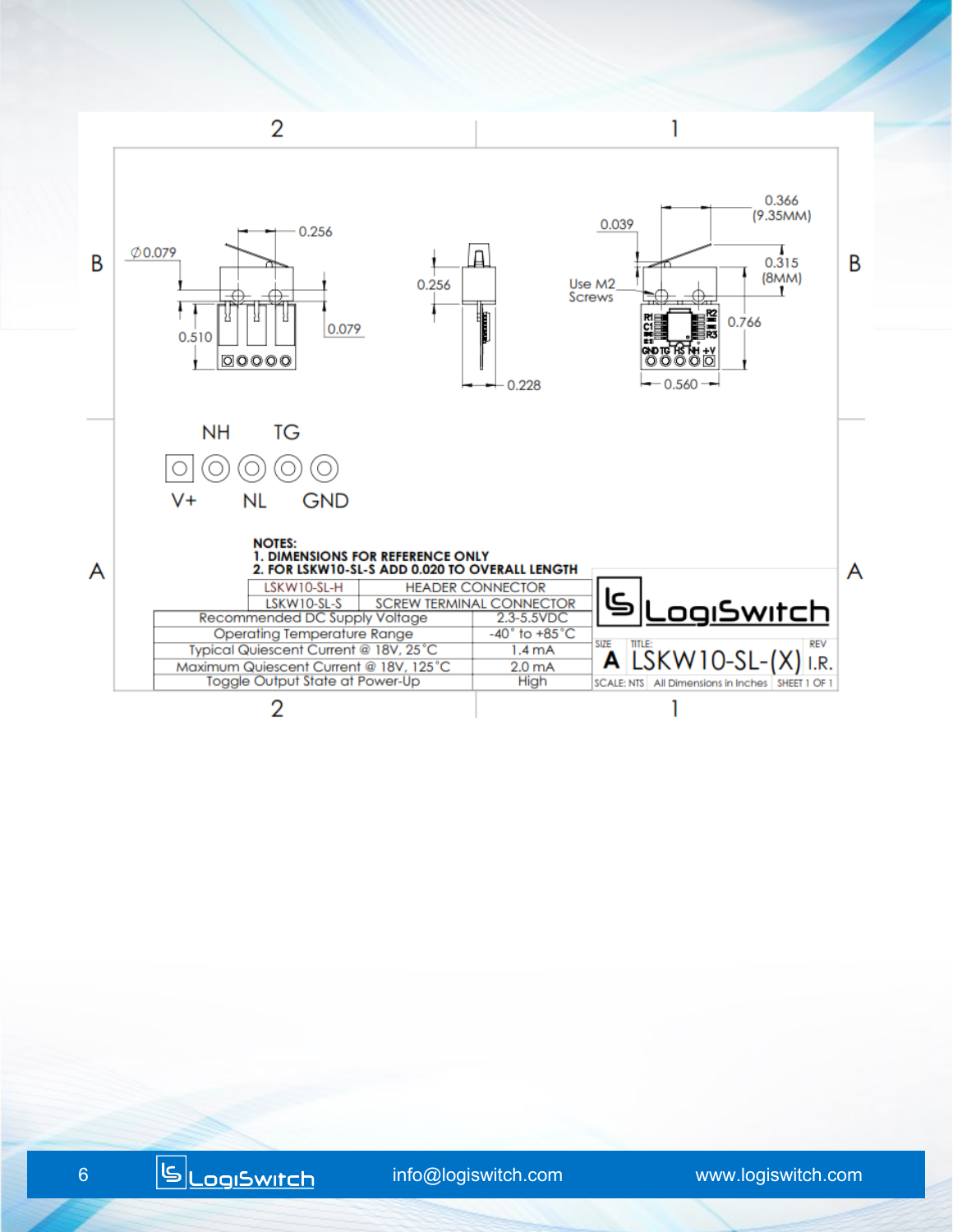NH TG

V+ NL GND

**NOTES:**
**1. DIMENSIONS FOR REFERENCE ONLY**
**2. FOR LSKW10-SL-S ADD 0.020 TO OVERALL LENGTH**

| LSKW10-SL-H | HEADER CONNECTOR |
|---|---|
| LSKW10-SL-S | SCREW TERMINAL CONNECTOR |

| Recommended DC Supply Voltage | 2.3-5.5VDC |
|---|---|
| Operating Temperature Range | -40° to +85°C |
| Typical Quiescent Current @ 18V, 25°C | 1.4 mA |
| Maximum Quiescent Current @ 18V, 125°C | 2.0 mA |
| Toggle Output State at Power-Up | High |

LogiSwitch

| SIZE | TITLE: | REV |
|---|---|---|
| A | LSKW10-SL-(X) | I.R. |
| SCALE: NTS | All Dimensions in Inches | SHEET 1 OF 1 |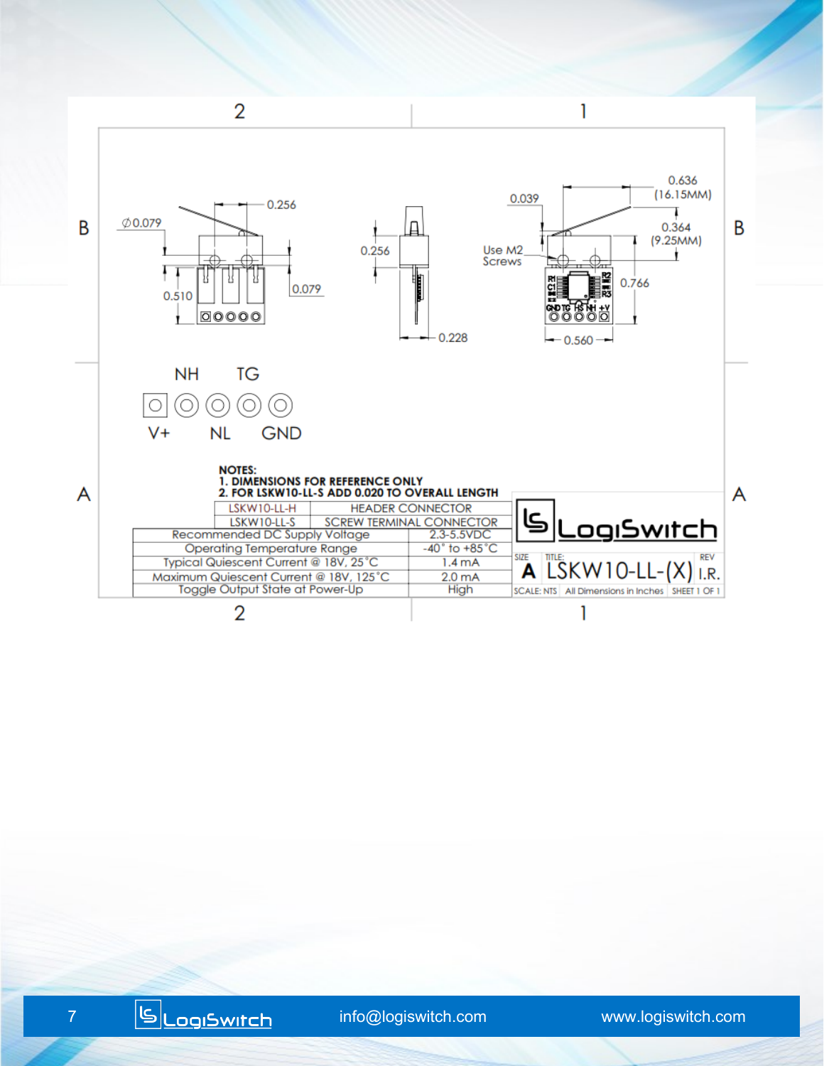0.256

⌀0.079

0.510

0.079

0.256

0.228

0.039

0.636 (16.15MM)

0.364 (9.25MM)

Use M2 Screws

0.766

0.560

NH TG

V+ NL GND

**NOTES:**
1. **DIMENSIONS FOR REFERENCE ONLY**
2. **FOR LSKW10-LL-S ADD 0.020 TO OVERALL LENGTH**

| LSKW10-LL-H | HEADER CONNECTOR |
|---|---|
| LSKW10-LL-S | SCREW TERMINAL CONNECTOR |

| Parameter | Value |
|---|---|
| Recommended DC Supply Voltage | 2.3-5.5VDC |
| Operating Temperature Range | -40° to +85°C |
| Typical Quiescent Current @ 18V, 25°C | 1.4 mA |
| Maximum Quiescent Current @ 18V, 125°C | 2.0 mA |
| Toggle Output State at Power-Up | High |

LogiSwitch

SIZE: A | TITLE: LSKW10-LL-(X) | REV: I.R.

SCALE: NTS | All Dimensions in Inches | SHEET 1 OF 1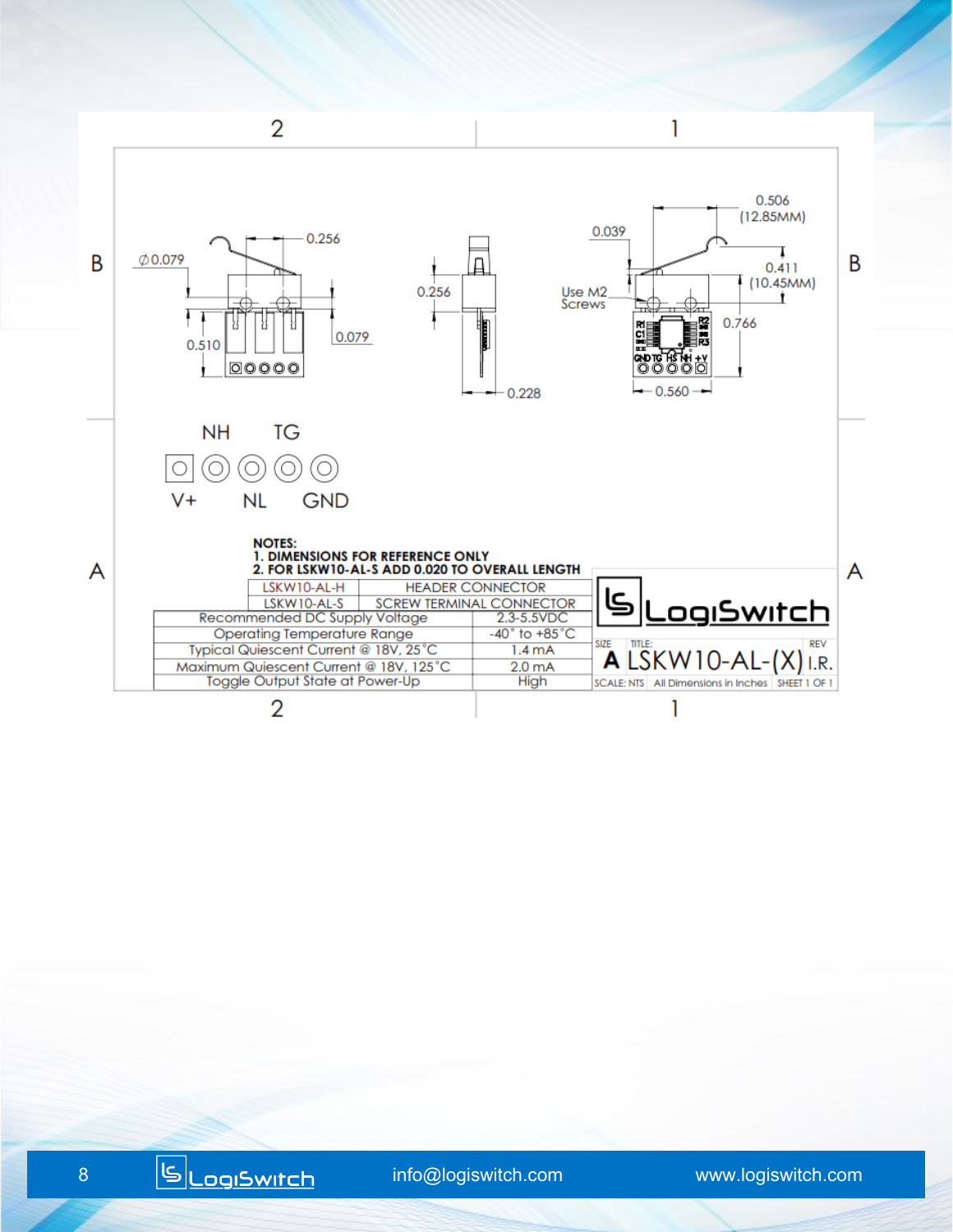NH TG

V+ NL GND

**NOTES:**

**1. DIMENSIONS FOR REFERENCE ONLY**

**2. FOR LSKW10-AL-S ADD 0.020 TO OVERALL LENGTH**

| LSKW10-AL-H | HEADER CONNECTOR |
|---|---|
| LSKW10-AL-S | SCREW TERMINAL CONNECTOR |

| Recommended DC Supply Voltage | 2.3-5.5VDC |
|---|---|
| Operating Temperature Range | -40° to +85°C |
| Typical Quiescent Current @ 18V, 25°C | 1.4 mA |
| Maximum Quiescent Current @ 18V, 125°C | 2.0 mA |
| Toggle Output State at Power-Up | High |

LogiSwitch

| SIZE | TITLE: | REV |
|---|---|---|
| A | LSKW10-AL-(X) | I.R. |
| SCALE: NTS | All Dimensions in Inches | SHEET 1 OF 1 |

info@logiswitch.com www.logiswitch.com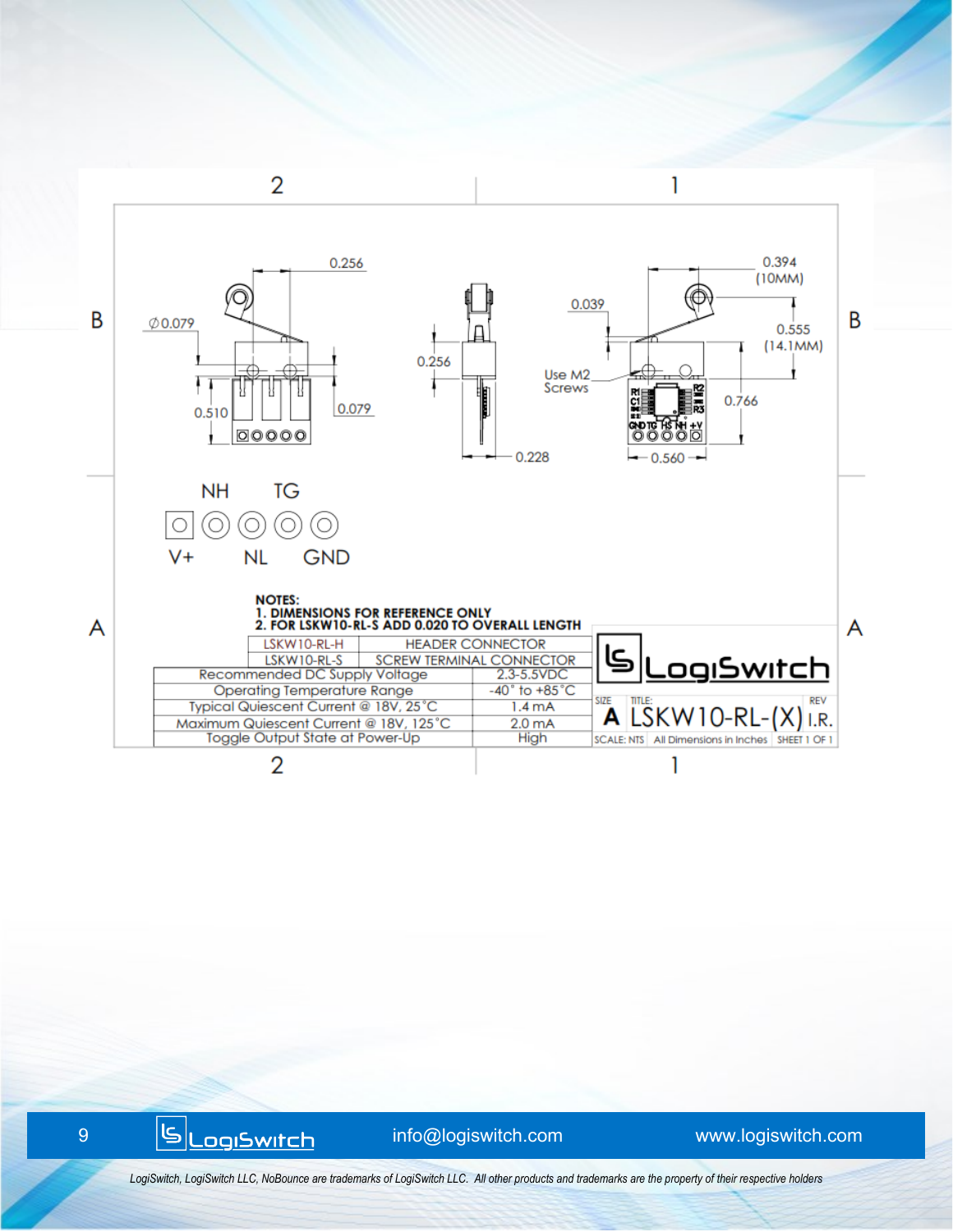0.256

Ø0.079

0.510

0.079

0.256

0.228

0.039

Use M2 Screws

0.394 (10MM)

0.555 (14.1MM)

0.766

0.560

R1 C1 R2 R3

GND TG HS NH +V

NH TG

V+ NL GND

**NOTES:**
**1. DIMENSIONS FOR REFERENCE ONLY**
**2. FOR LSKW10-RL-S ADD 0.020 TO OVERALL LENGTH**

| | |
|---|---|
| LSKW10-RL-H | HEADER CONNECTOR |
| LSKW10-RL-S | SCREW TERMINAL CONNECTOR |

| | |
|---|---|
| Recommended DC Supply Voltage | 2.3-5.5VDC |
| Operating Temperature Range | -40˚ to +85˚C |
| Typical Quiescent Current @ 18V, 25˚C | 1.4 mA |
| Maximum Quiescent Current @ 18V, 125˚C | 2.0 mA |
| Toggle Output State at Power-Up | High |

LogiSwitch

SIZE: A TITLE: LSKW10-RL-(X) REV: I.R.

SCALE: NTS All Dimensions in Inches SHEET 1 OF 1

info@logiswitch.com www.logiswitch.com

*LogiSwitch, LogiSwitch LLC, NoBounce are trademarks of LogiSwitch LLC. All other products and trademarks are the property of their respective holders*